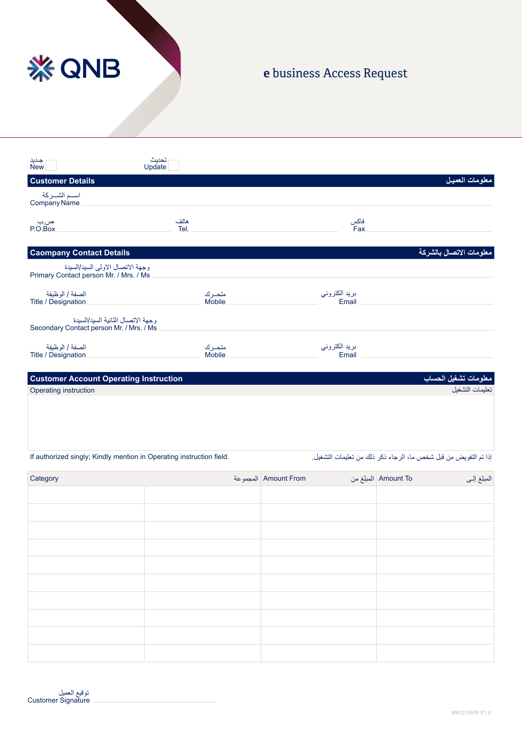QNB

# e business Access Request

جديد New ☐    تحديث Update ☐

## Customer Details — معلومات العميل

اســم الشــركة
Company Name ______________________

ص.ب
P.O.Box ______________    هاتف
Tel. ______________    فاكس
Fax ______________

## Caompany Contact Details — معلومات الاتصال بالشركة

وجهة الاتصال الاولى السيد/السيدة
Primary Contact person Mr. / Mrs. / Ms ______________________

الصفة / الوظيفة
Title / Designation ______________    متحـرك
Mobile ______________    بريد الكتروني
Email ______________

وجهة الاتصال الثانية السيد/السيدة
Secondary Contact person Mr. / Mrs. / Ms ______________________

الصفة / الوظيفة
Title / Designation ______________    متحـرك
Mobile ______________    بريد الكتروني
Email ______________

## Customer Account Operating Instruction — معلومات تشغيل الحساب

Operating instruction — تعليمات التشغيل

If authorized singly; Kindly mention in Operating instruction field.

إذا تم التفويض من قبل شخص ما، الرجاء ذكر ذلك من تعليمات التشغيل.

| Category | المجموعة | Amount From المبلغ من | Amount To المبلغ إلـى |
|---|---|---|---|
| | | | |
| | | | |
| | | | |
| | | | |
| | | | |
| | | | |
| | | | |
| | | | |
| | | | |
| | | | |

توقيع العميل
Customer Signature ______________________

MR/2/1/809 V1.0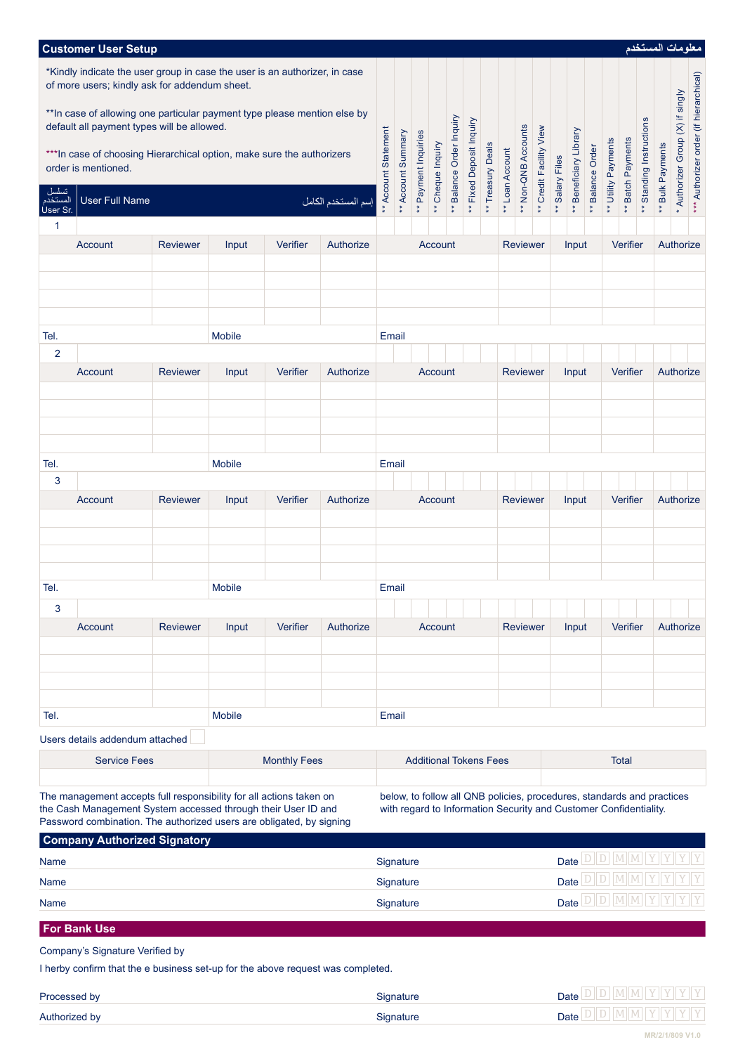## Customer User Setup — معلومات المستخدم

*Kindly indicate the user group in case the user is an authorizer, in case of more users; kindly ask for addendum sheet.

**In case of allowing one particular payment type please mention else by default all payment types will be allowed.

***In case of choosing Hierarchical option, make sure the authorizers order is mentioned.

| تسلسل المستخدم User Sr. | User Full Name إسم المستخدم الكامل | ** Account Statement | ** Account Summary | ** Payment Inquiries | ** Cheque Inquiry | ** Balance Order Inquiry | ** Fixed Deposit Inquiry | ** Treasury Deals | ** Loan Account | ** Non-QNB Accounts | ** Credit Facility View | ** Salary Files | ** Beneficiary Library | ** Balance Order | ** Utility Payments | ** Batch Payments | ** Standing Instructions | ** Bulk Payments | * Authorizer Group (X) if singly | *** Authorizer order (if hierarchical) |
|---|---|---|---|---|---|---|---|---|---|---|---|---|---|---|---|---|---|---|---|---|
| 1 | | | | | | | | | | | | | | | | | | | | |
| 2 | | | | | | | | | | | | | | | | | | | | |
| 3 | | | | | | | | | | | | | | | | | | | | |
| 3 | | | | | | | | | | | | | | | | | | | | |

**User 1**

| Account | Reviewer | Input | Verifier | Authorize | Account | Reviewer | Input | Verifier | Authorize |
|---|---|---|---|---|---|---|---|---|---|
| | | | | | | | | | |
| | | | | | | | | | |
| | | | | | | | | | |
| | | | | | | | | | |

Tel. Mobile Email

**User 2**

| Account | Reviewer | Input | Verifier | Authorize | Account | Reviewer | Input | Verifier | Authorize |
|---|---|---|---|---|---|---|---|---|---|
| | | | | | | | | | |
| | | | | | | | | | |
| | | | | | | | | | |
| | | | | | | | | | |

Tel. Mobile Email

**User 3**

| Account | Reviewer | Input | Verifier | Authorize | Account | Reviewer | Input | Verifier | Authorize |
|---|---|---|---|---|---|---|---|---|---|
| | | | | | | | | | |
| | | | | | | | | | |
| | | | | | | | | | |
| | | | | | | | | | |

Tel. Mobile Email

**User 3**

| Account | Reviewer | Input | Verifier | Authorize | Account | Reviewer | Input | Verifier | Authorize |
|---|---|---|---|---|---|---|---|---|---|
| | | | | | | | | | |
| | | | | | | | | | |
| | | | | | | | | | |
| | | | | | | | | | |

Tel. Mobile Email

Users details addendum attached ☐

| Service Fees | Monthly Fees | Additional Tokens Fees | Total |
|---|---|---|---|
| | | | |

The management accepts full responsibility for all actions taken on the Cash Management System accessed through their User ID and Password combination. The authorized users are obligated, by signing below, to follow all QNB policies, procedures, standards and practices with regard to Information Security and Customer Confidentiality.

## Company Authorized Signatory

Name Signature Date DD MM YYYY

Name Signature Date DD MM YYYY

Name Signature Date DD MM YYYY

## For Bank Use

Company's Signature Verified by

I herby confirm that the e business set-up for the above request was completed.

Processed by Signature Date DD MM YYYY

Authorized by Signature Date DD MM YYYY

MR/2/1/809 V1.0